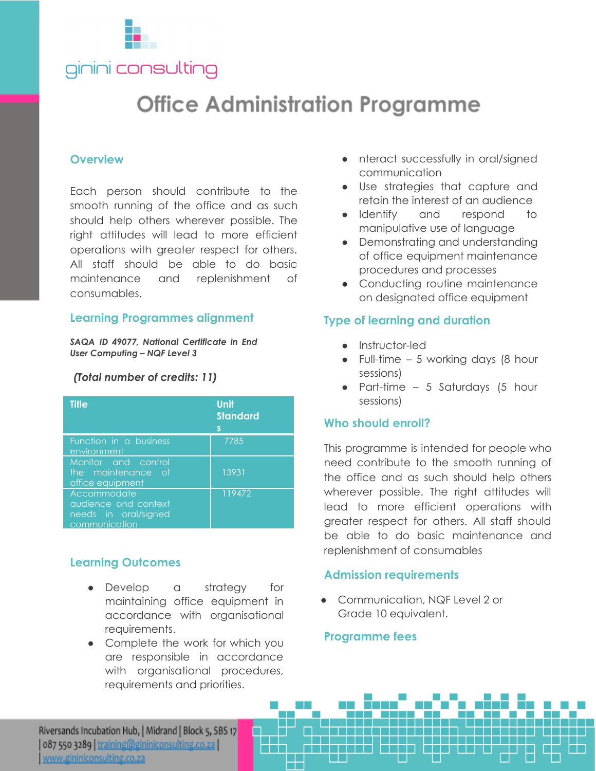ginini consulting

# Office Administration Programme

## Overview

Each person should contribute to the smooth running of the office and as such should help others wherever possible. The right attitudes will lead to more efficient operations with greater respect for others. All staff should be able to do basic maintenance and replenishment of consumables.

## Learning Programmes alignment

***SAQA ID 49077, National Certificate in End User Computing – NQF Level 3***

***(Total number of credits: 11)***

| Title | Unit Standards |
|---|---|
| Function in a business environment | 7785 |
| Monitor and control the maintenance of office equipment | 13931 |
| Accommodate audience and context needs in oral/signed communication | 119472 |

## Learning Outcomes

- Develop a strategy for maintaining office equipment in accordance with organisational requirements.
- Complete the work for which you are responsible in accordance with organisational procedures, requirements and priorities.
- nteract successfully in oral/signed communication
- Use strategies that capture and retain the interest of an audience
- Identify and respond to manipulative use of language
- Demonstrating and understanding of office equipment maintenance procedures and processes
- Conducting routine maintenance on designated office equipment

## Type of learning and duration

- Instructor-led
- Full-time – 5 working days (8 hour sessions)
- Part-time – 5 Saturdays (5 hour sessions)

## Who should enroll?

This programme is intended for people who need contribute to the smooth running of the office and as such should help others wherever possible. The right attitudes will lead to more efficient operations with greater respect for others. All staff should be able to do basic maintenance and replenishment of consumables

## Admission requirements

- Communication, NQF Level 2 or Grade 10 equivalent.

## Programme fees

Riversands Incubation Hub, | Midrand | Block 5, SBS 17 | 087 550 3289 | training@gininiconsulting.co.za | www.gininiconsulting.co.za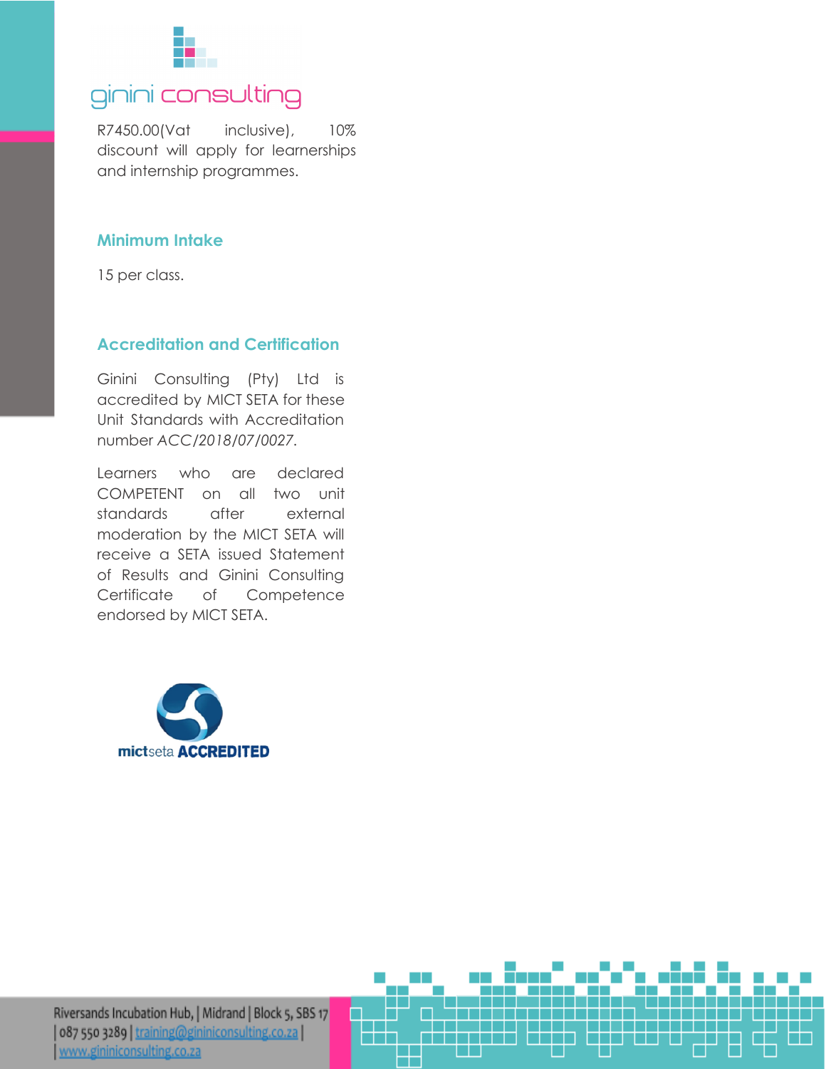R7450.00(Vat inclusive), 10% discount will apply for learnerships and internship programmes.

## Minimum Intake

15 per class.

## Accreditation and Certification

Ginini Consulting (Pty) Ltd is accredited by MICT SETA for these Unit Standards with Accreditation number *ACC/2018/07/0027*.

Learners who are declared COMPETENT on all two unit standards after external moderation by the MICT SETA will receive a SETA issued Statement of Results and Ginini Consulting Certificate of Competence endorsed by MICT SETA.

mictseta **ACCREDITED**

Riversands Incubation Hub, | Midrand | Block 5, SBS 17 | 087 550 3289 | training@gininiconsulting.co.za | www.gininiconsulting.co.za